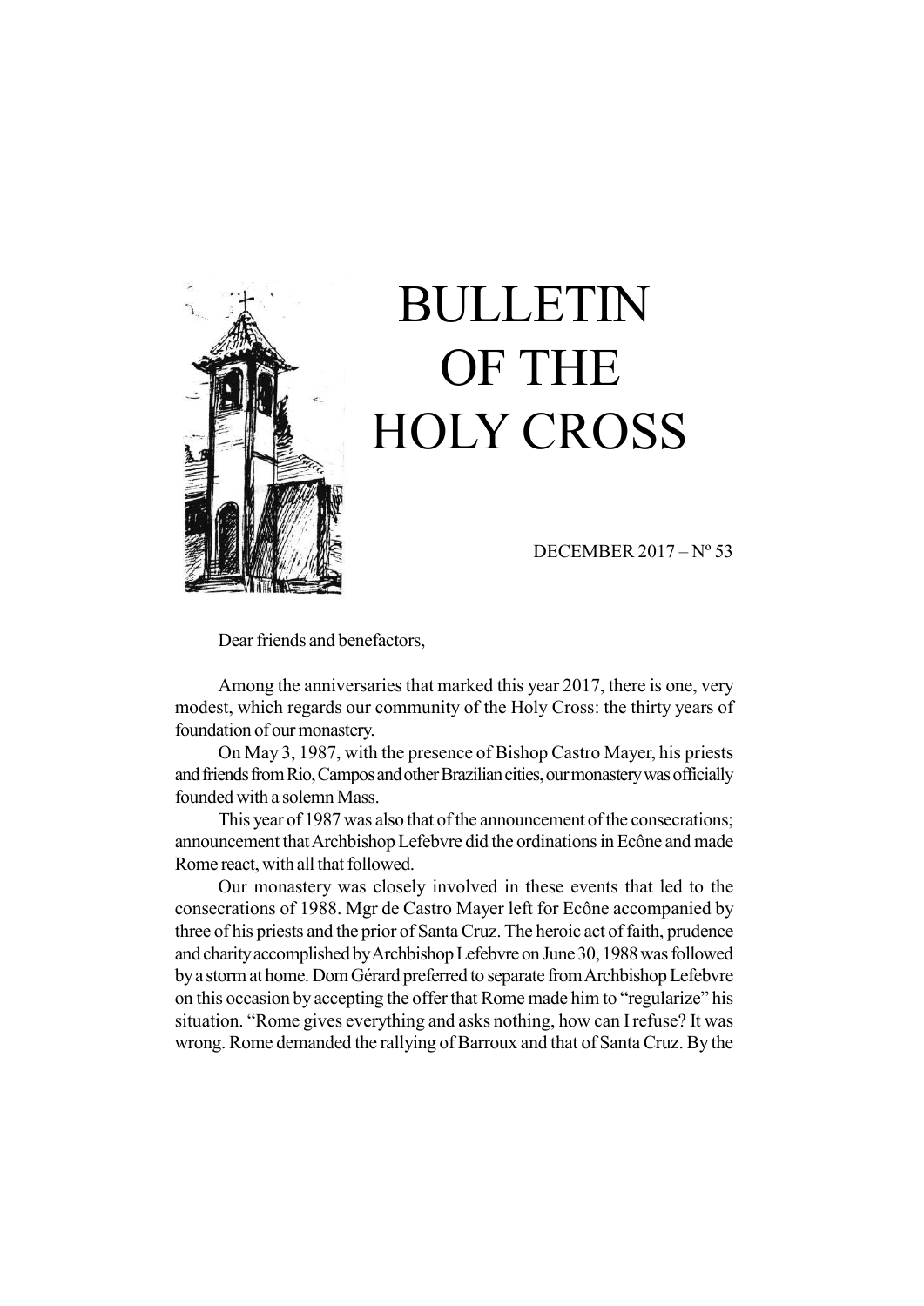# BULLETIN OF THE HOLY CROSS

DECEMBER 2017 – Nº 53

Dear friends and benefactors,

Among the anniversaries that marked this year 2017, there is one, very modest, which regards our community of the Holy Cross: the thirty years of foundation of our monastery.

On May 3, 1987, with the presence of Bishop Castro Mayer, his priests and friends from Rio, Campos and other Brazilian cities, our monastery was officially founded with a solemn Mass.

This year of 1987 was also that of the announcement of the consecrations; announcement that Archbishop Lefebvre did the ordinations in Ecône and made Rome react, with all that followed.

Our monastery was closely involved in these events that led to the consecrations of 1988. Mgr de Castro Mayer left for Ecône accompanied by three of his priests and the prior of Santa Cruz. The heroic act of faith, prudence and charity accomplished by Archbishop Lefebvre on June 30, 1988 was followed by a storm at home. Dom Gérard preferred to separate from Archbishop Lefebvre on this occasion by accepting the offer that Rome made him to "regularize" his situation. "Rome gives everything and asks nothing, how can I refuse? It was wrong. Rome demanded the rallying of Barroux and that of Santa Cruz. By the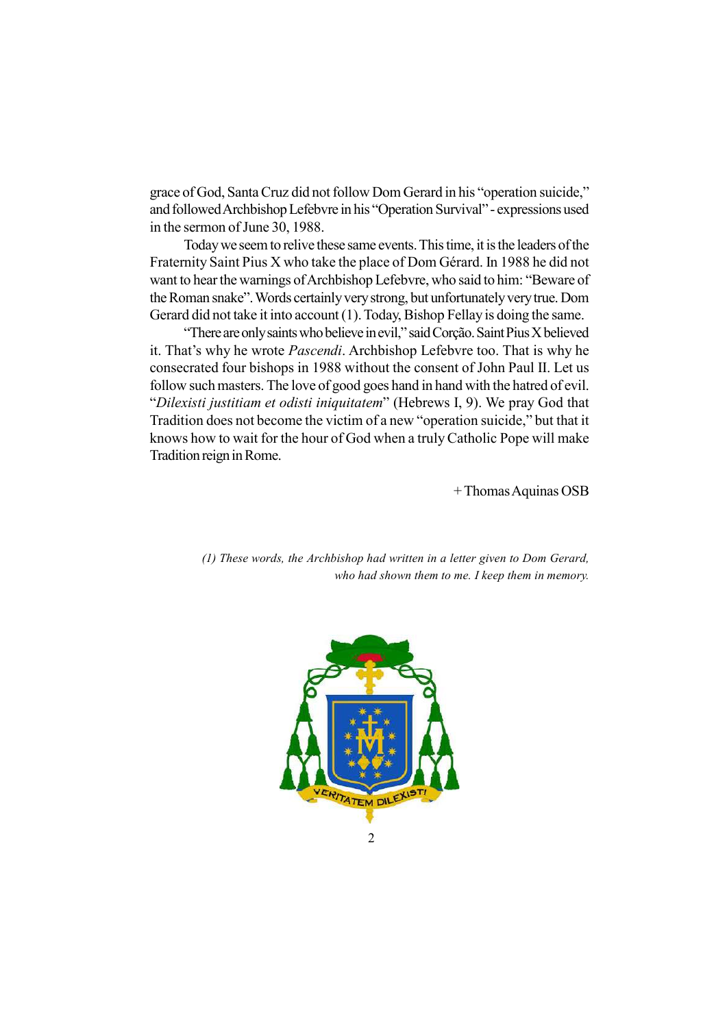grace of God, Santa Cruz did not follow Dom Gerard in his "operation suicide," and followed Archbishop Lefebvre in his "Operation Survival" - expressions used in the sermon of June 30, 1988.

Today we seem to relive these same events. This time, it is the leaders of the Fraternity Saint Pius X who take the place of Dom Gérard. In 1988 he did not want to hear the warnings of Archbishop Lefebvre, who said to him: "Beware of the Roman snake". Words certainly very strong, but unfortunately very true. Dom Gerard did not take it into account (1). Today, Bishop Fellay is doing the same.

"There are only saints who believe in evil," said Corção. Saint Pius X believed it. That's why he wrote *Pascendi*. Archbishop Lefebvre too. That is why he consecrated four bishops in 1988 without the consent of John Paul II. Let us follow such masters. The love of good goes hand in hand with the hatred of evil. "*Dilexisti justitiam et odisti iniquitatem*" (Hebrews I, 9). We pray God that Tradition does not become the victim of a new "operation suicide," but that it knows how to wait for the hour of God when a truly Catholic Pope will make Tradition reign in Rome.

+ Thomas Aquinas OSB

*(1) These words, the Archbishop had written in a letter given to Dom Gerard, who had shown them to me. I keep them in memory.*

VERITATEM DILEXISTI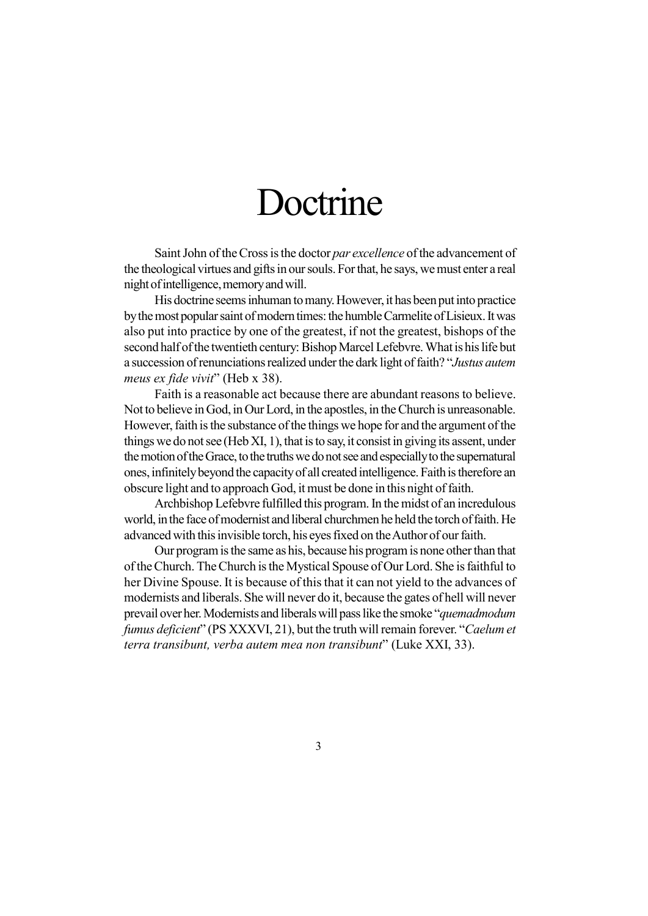# Doctrine

Saint John of the Cross is the doctor *par excellence* of the advancement of the theological virtues and gifts in our souls. For that, he says, we must enter a real night of intelligence, memory and will.

His doctrine seems inhuman to many. However, it has been put into practice by the most popular saint of modern times: the humble Carmelite of Lisieux. It was also put into practice by one of the greatest, if not the greatest, bishops of the second half of the twentieth century: Bishop Marcel Lefebvre. What is his life but a succession of renunciations realized under the dark light of faith? "*Justus autem meus ex fide vivit*" (Heb x 38).

Faith is a reasonable act because there are abundant reasons to believe. Not to believe in God, in Our Lord, in the apostles, in the Church is unreasonable. However, faith is the substance of the things we hope for and the argument of the things we do not see (Heb XI, 1), that is to say, it consist in giving its assent, under the motion of the Grace, to the truths we do not see and especially to the supernatural ones, infinitely beyond the capacity of all created intelligence. Faith is therefore an obscure light and to approach God, it must be done in this night of faith.

Archbishop Lefebvre fulfilled this program. In the midst of an incredulous world, in the face of modernist and liberal churchmen he held the torch of faith. He advanced with this invisible torch, his eyes fixed on the Author of our faith.

Our program is the same as his, because his program is none other than that of the Church. The Church is the Mystical Spouse of Our Lord. She is faithful to her Divine Spouse. It is because of this that it can not yield to the advances of modernists and liberals. She will never do it, because the gates of hell will never prevail over her. Modernists and liberals will pass like the smoke "*quemadmodum fumus deficient*" (PS XXXVI, 21), but the truth will remain forever. "*Caelum et terra transibunt, verba autem mea non transibunt*" (Luke XXI, 33).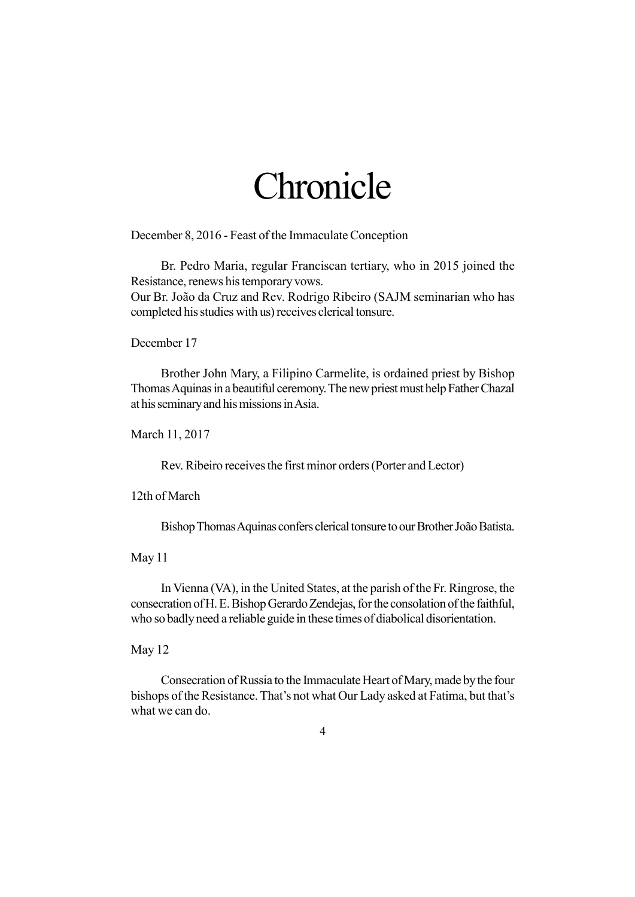# Chronicle

December 8, 2016 - Feast of the Immaculate Conception

Br. Pedro Maria, regular Franciscan tertiary, who in 2015 joined the Resistance, renews his temporary vows.
Our Br. João da Cruz and Rev. Rodrigo Ribeiro (SAJM seminarian who has completed his studies with us) receives clerical tonsure.

December 17

Brother John Mary, a Filipino Carmelite, is ordained priest by Bishop Thomas Aquinas in a beautiful ceremony. The new priest must help Father Chazal at his seminary and his missions in Asia.

March 11, 2017

Rev. Ribeiro receives the first minor orders (Porter and Lector)

12th of March

Bishop Thomas Aquinas confers clerical tonsure to our Brother João Batista.

May 11

In Vienna (VA), in the United States, at the parish of the Fr. Ringrose, the consecration of H. E. Bishop Gerardo Zendejas, for the consolation of the faithful, who so badly need a reliable guide in these times of diabolical disorientation.

May 12

Consecration of Russia to the Immaculate Heart of Mary, made by the four bishops of the Resistance. That's not what Our Lady asked at Fatima, but that's what we can do.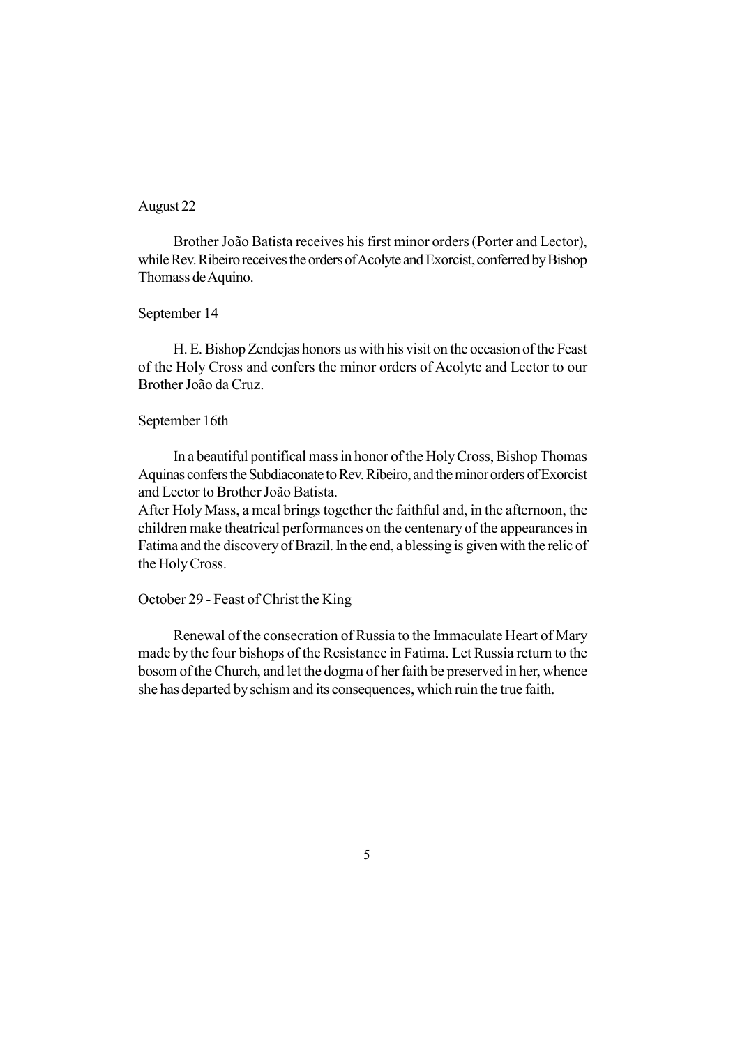August 22

Brother João Batista receives his first minor orders (Porter and Lector), while Rev. Ribeiro receives the orders of Acolyte and Exorcist, conferred by Bishop Thomass de Aquino.

September 14

H. E. Bishop Zendejas honors us with his visit on the occasion of the Feast of the Holy Cross and confers the minor orders of Acolyte and Lector to our Brother João da Cruz.

September 16th

In a beautiful pontifical mass in honor of the Holy Cross, Bishop Thomas Aquinas confers the Subdiaconate to Rev. Ribeiro, and the minor orders of Exorcist and Lector to Brother João Batista.
After Holy Mass, a meal brings together the faithful and, in the afternoon, the children make theatrical performances on the centenary of the appearances in Fatima and the discovery of Brazil. In the end, a blessing is given with the relic of the Holy Cross.

October 29 - Feast of Christ the King

Renewal of the consecration of Russia to the Immaculate Heart of Mary made by the four bishops of the Resistance in Fatima. Let Russia return to the bosom of the Church, and let the dogma of her faith be preserved in her, whence she has departed by schism and its consequences, which ruin the true faith.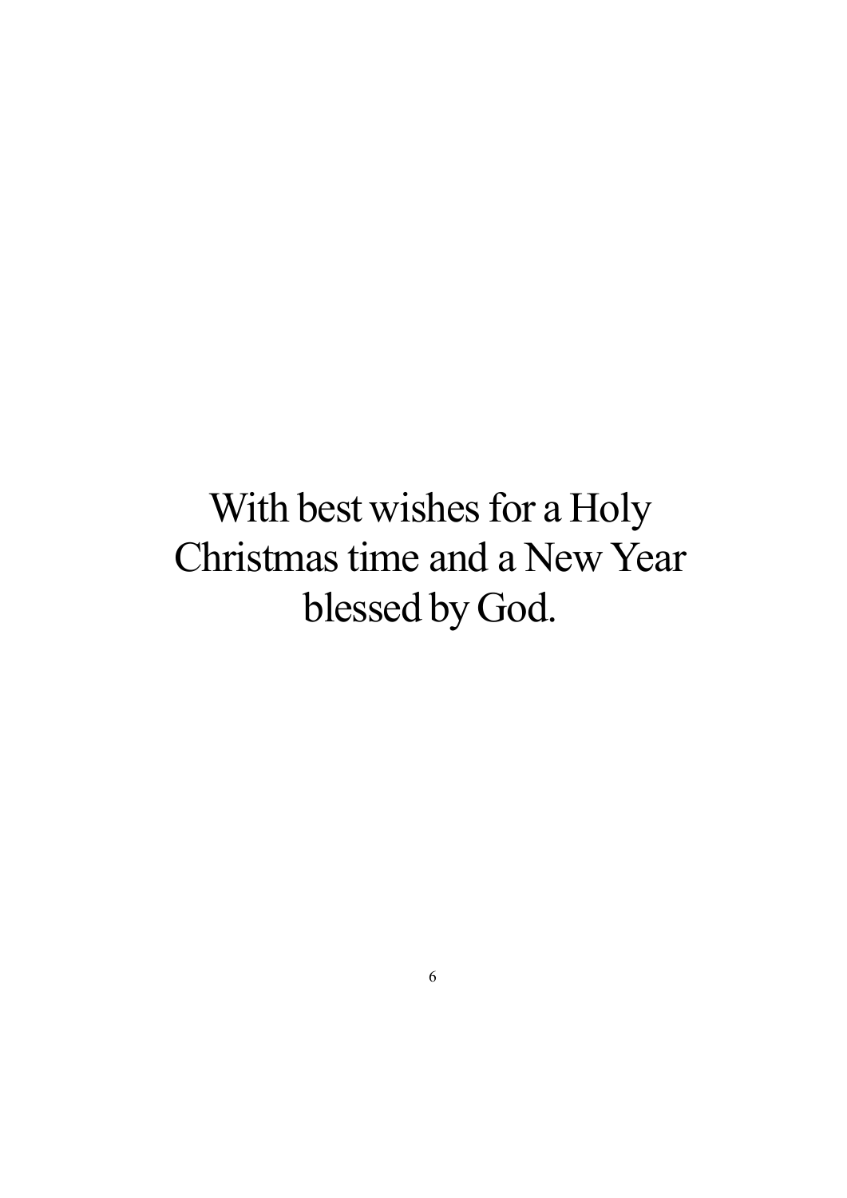With best wishes for a Holy Christmas time and a New Year blessed by God.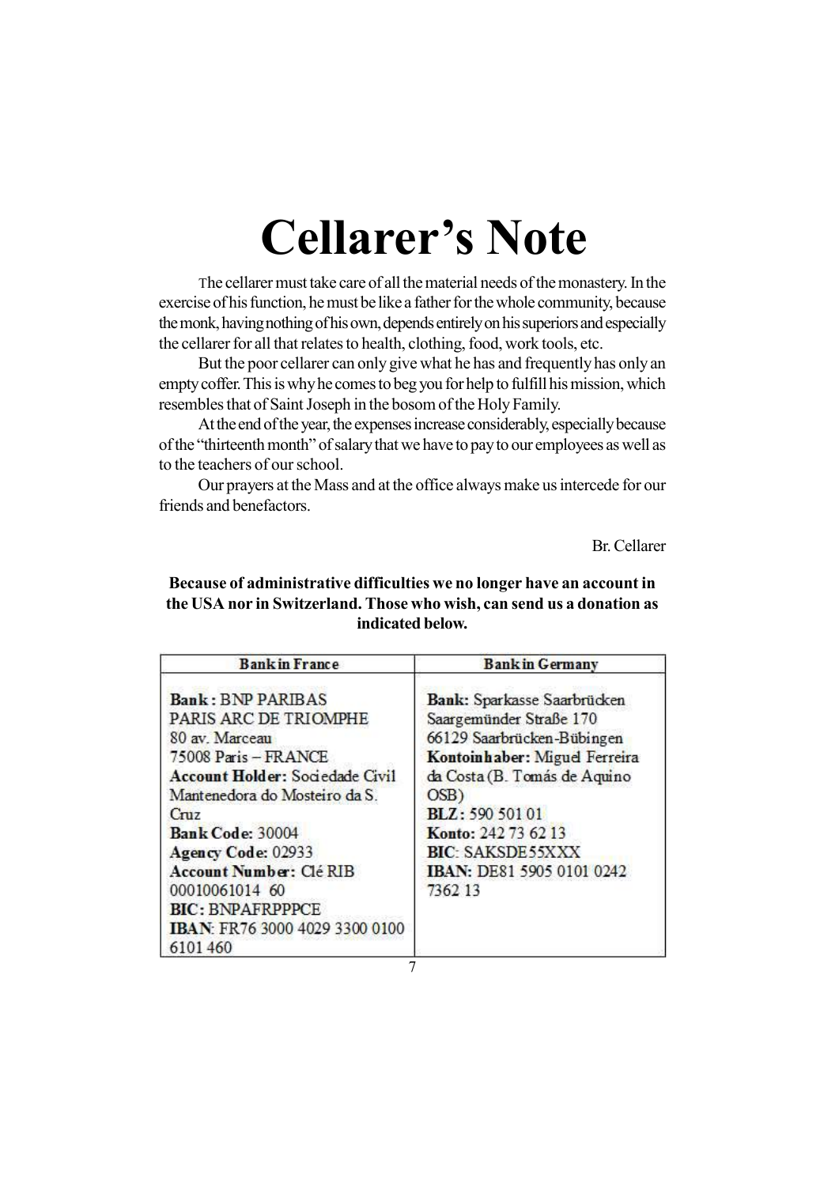# Cellarer's Note

The cellarer must take care of all the material needs of the monastery. In the exercise of his function, he must be like a father for the whole community, because the monk, having nothing of his own, depends entirely on his superiors and especially the cellarer for all that relates to health, clothing, food, work tools, etc.

But the poor cellarer can only give what he has and frequently has only an empty coffer. This is why he comes to beg you for help to fulfill his mission, which resembles that of Saint Joseph in the bosom of the Holy Family.

At the end of the year, the expenses increase considerably, especially because of the "thirteenth month" of salary that we have to pay to our employees as well as to the teachers of our school.

Our prayers at the Mass and at the office always make us intercede for our friends and benefactors.

Br. Cellarer

**Because of administrative difficulties we no longer have an account in the USA nor in Switzerland. Those who wish, can send us a donation as indicated below.**

| Bank in France | Bank in Germany |
|---|---|
| **Bank:** BNP PARIBAS<br>PARIS ARC DE TRIOMPHE<br>80 av. Marceau<br>75008 Paris – FRANCE<br>**Account Holder:** Sociedade Civil Mantenedora do Mosteiro da S. Cruz<br>**Bank Code:** 30004<br>**Agency Code:** 02933<br>**Account Number:** Clé RIB 00010061014 60<br>**BIC:** BNPAFRPPPCE<br>**IBAN:** FR76 3000 4029 3300 0100 6101 460 | **Bank:** Sparkasse Saarbrücken<br>Saargemünder Straße 170<br>66129 Saarbrücken-Bübingen<br>**Kontoinhaber:** Miguel Ferreira da Costa (B. Tomás de Aquino OSB)<br>**BLZ:** 590 501 01<br>**Konto:** 242 73 62 13<br>**BIC:** SAKSDE55XXX<br>**IBAN:** DE81 5905 0101 0242 7362 13 |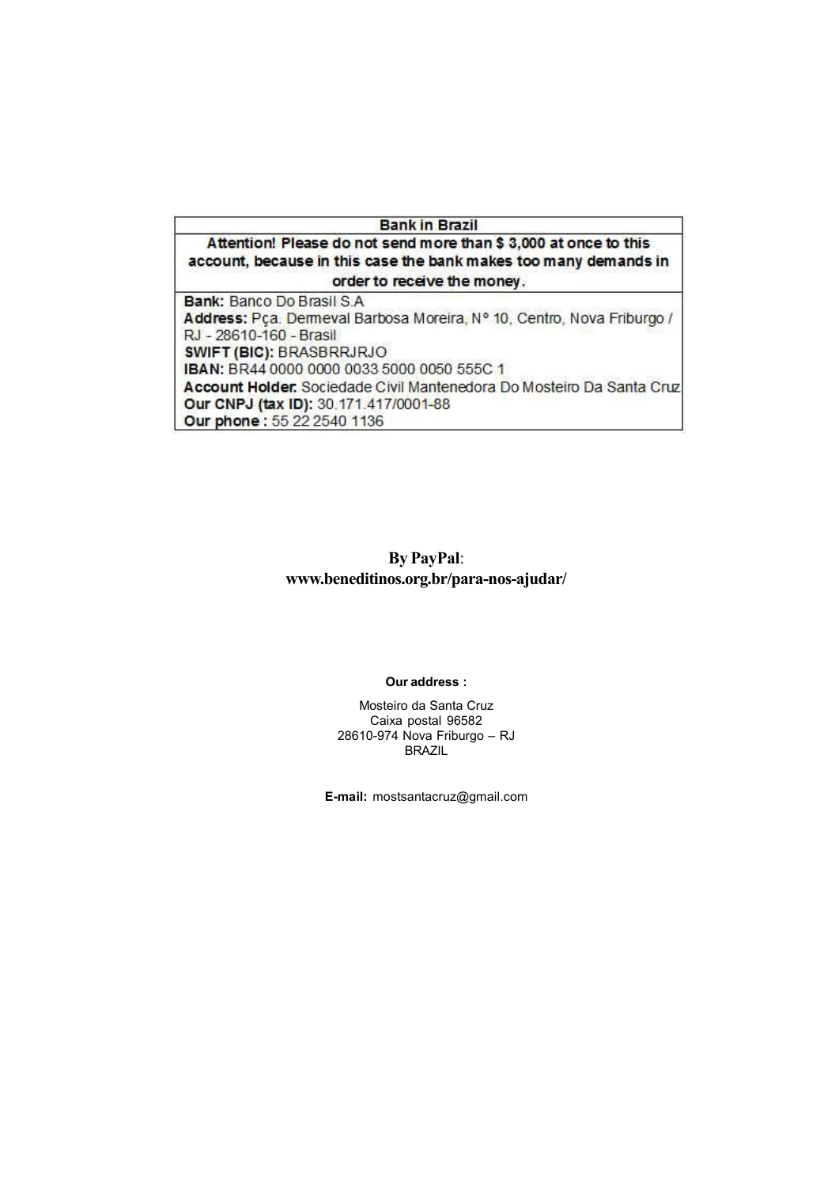| Bank in Brazil |
|---|
| **Attention! Please do not send more than $ 3,000 at once to this account, because in this case the bank makes too many demands in order to receive the money.** |
| **Bank:** Banco Do Brasil S.A<br>**Address:** Pça. Dermeval Barbosa Moreira, Nº 10, Centro, Nova Friburgo / RJ - 28610-160 - Brasil<br>**SWIFT (BIC):** BRASBRRJRJO<br>**IBAN:** BR44 0000 0000 0033 5000 0050 555C 1<br>**Account Holder:** Sociedade Civil Mantenedora Do Mosteiro Da Santa Cruz<br>**Our CNPJ (tax ID):** 30.171.417/0001-88<br>**Our phone :** 55 22 2540 1136 |

**By PayPal**:
**www.beneditinos.org.br/para-nos-ajudar/**

**Our address :**

Mosteiro da Santa Cruz
Caixa postal 96582
28610-974 Nova Friburgo – RJ
BRAZIL

**E-mail:** mostsantacruz@gmail.com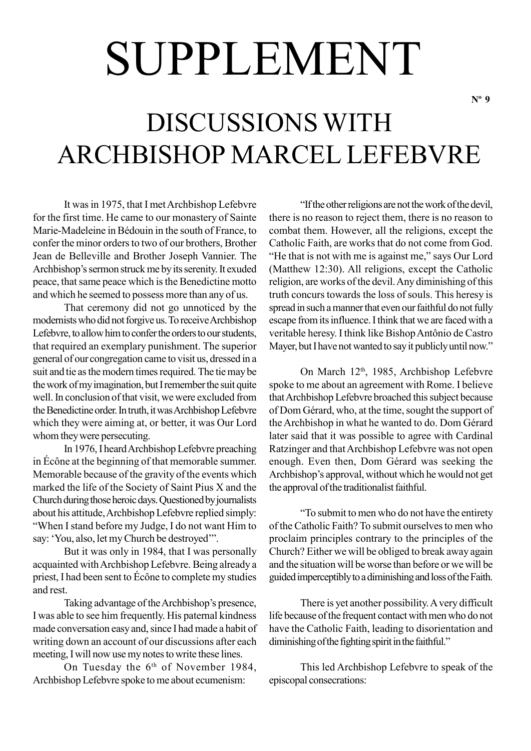# SUPPLEMENT

Nº 9

# DISCUSSIONS WITH ARCHBISHOP MARCEL LEFEBVRE

It was in 1975, that I met Archbishop Lefebvre for the first time. He came to our monastery of Sainte Marie-Madeleine in Bédouin in the south of France, to confer the minor orders to two of our brothers, Brother Jean de Belleville and Brother Joseph Vannier. The Archbishop's sermon struck me by its serenity. It exuded peace, that same peace which is the Benedictine motto and which he seemed to possess more than any of us.

That ceremony did not go unnoticed by the modernists who did not forgive us. To receive Archbishop Lefebvre, to allow him to confer the orders to our students, that required an exemplary punishment. The superior general of our congregation came to visit us, dressed in a suit and tie as the modern times required. The tie may be the work of my imagination, but I remember the suit quite well. In conclusion of that visit, we were excluded from the Benedictine order. In truth, it was Archbishop Lefebvre which they were aiming at, or better, it was Our Lord whom they were persecuting.

In 1976, I heard Archbishop Lefebvre preaching in Écône at the beginning of that memorable summer. Memorable because of the gravity of the events which marked the life of the Society of Saint Pius X and the Church during those heroic days. Questioned by journalists about his attitude, Archbishop Lefebvre replied simply: "When I stand before my Judge, I do not want Him to say: 'You, also, let my Church be destroyed'".

But it was only in 1984, that I was personally acquainted with Archbishop Lefebvre. Being already a priest, I had been sent to Écône to complete my studies and rest.

Taking advantage of the Archbishop's presence, I was able to see him frequently. His paternal kindness made conversation easy and, since I had made a habit of writing down an account of our discussions after each meeting, I will now use my notes to write these lines.

On Tuesday the 6th of November 1984, Archbishop Lefebvre spoke to me about ecumenism:

"If the other religions are not the work of the devil, there is no reason to reject them, there is no reason to combat them. However, all the religions, except the Catholic Faith, are works that do not come from God. "He that is not with me is against me," says Our Lord (Matthew 12:30). All religions, except the Catholic religion, are works of the devil. Any diminishing of this truth concurs towards the loss of souls. This heresy is spread in such a manner that even our faithful do not fully escape from its influence. I think that we are faced with a veritable heresy. I think like Bishop Antônio de Castro Mayer, but I have not wanted to say it publicly until now."

On March 12th, 1985, Archbishop Lefebvre spoke to me about an agreement with Rome. I believe that Archbishop Lefebvre broached this subject because of Dom Gérard, who, at the time, sought the support of the Archbishop in what he wanted to do. Dom Gérard later said that it was possible to agree with Cardinal Ratzinger and that Archbishop Lefebvre was not open enough. Even then, Dom Gérard was seeking the Archbishop's approval, without which he would not get the approval of the traditionalist faithful.

"To submit to men who do not have the entirety of the Catholic Faith? To submit ourselves to men who proclaim principles contrary to the principles of the Church? Either we will be obliged to break away again and the situation will be worse than before or we will be guided imperceptibly to a diminishing and loss of the Faith.

There is yet another possibility. A very difficult life because of the frequent contact with men who do not have the Catholic Faith, leading to disorientation and diminishing of the fighting spirit in the faithful."

This led Archbishop Lefebvre to speak of the episcopal consecrations: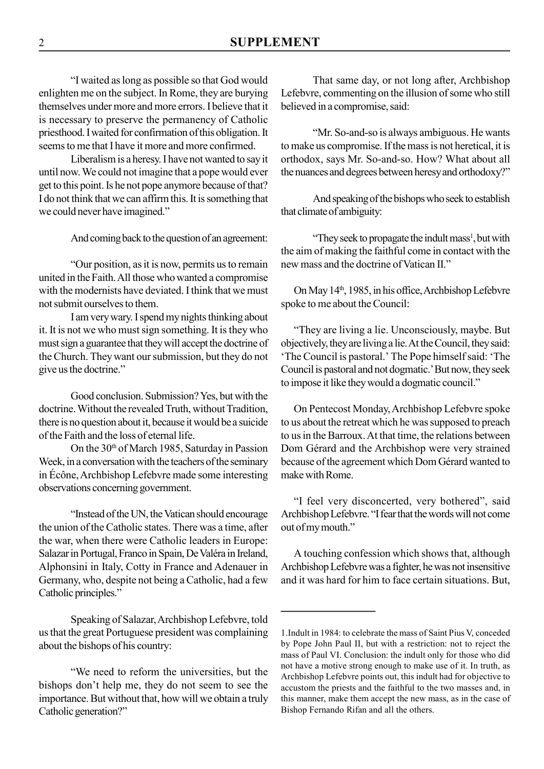"I waited as long as possible so that God would enlighten me on the subject. In Rome, they are burying themselves under more and more errors. I believe that it is necessary to preserve the permanency of Catholic priesthood. I waited for confirmation of this obligation. It seems to me that I have it more and more confirmed.

Liberalism is a heresy. I have not wanted to say it until now. We could not imagine that a pope would ever get to this point. Is he not pope anymore because of that? I do not think that we can affirm this. It is something that we could never have imagined."

And coming back to the question of an agreement:

"Our position, as it is now, permits us to remain united in the Faith. All those who wanted a compromise with the modernists have deviated. I think that we must not submit ourselves to them.

I am very wary. I spend my nights thinking about it. It is not we who must sign something. It is they who must sign a guarantee that they will accept the doctrine of the Church. They want our submission, but they do not give us the doctrine."

Good conclusion. Submission? Yes, but with the doctrine. Without the revealed Truth, without Tradition, there is no question about it, because it would be a suicide of the Faith and the loss of eternal life.

On the 30th of March 1985, Saturday in Passion Week, in a conversation with the teachers of the seminary in Écône, Archbishop Lefebvre made some interesting observations concerning government.

"Instead of the UN, the Vatican should encourage the union of the Catholic states. There was a time, after the war, when there were Catholic leaders in Europe: Salazar in Portugal, Franco in Spain, De Valéra in Ireland, Alphonsini in Italy, Cotty in France and Adenauer in Germany, who, despite not being a Catholic, had a few Catholic principles."

Speaking of Salazar, Archbishop Lefebvre, told us that the great Portuguese president was complaining about the bishops of his country:

"We need to reform the universities, but the bishops don't help me, they do not seem to see the importance. But without that, how will we obtain a truly Catholic generation?"

That same day, or not long after, Archbishop Lefebvre, commenting on the illusion of some who still believed in a compromise, said:

"Mr. So-and-so is always ambiguous. He wants to make us compromise. If the mass is not heretical, it is orthodox, says Mr. So-and-so. How? What about all the nuances and degrees between heresy and orthodoxy?"

And speaking of the bishops who seek to establish that climate of ambiguity:

"They seek to propagate the indult mass[1], but with the aim of making the faithful come in contact with the new mass and the doctrine of Vatican II."

On May 14th, 1985, in his office, Archbishop Lefebvre spoke to me about the Council:

"They are living a lie. Unconsciously, maybe. But objectively, they are living a lie. At the Council, they said: 'The Council is pastoral.' The Pope himself said: 'The Council is pastoral and not dogmatic.' But now, they seek to impose it like they would a dogmatic council."

On Pentecost Monday, Archbishop Lefebvre spoke to us about the retreat which he was supposed to preach to us in the Barroux. At that time, the relations between Dom Gérard and the Archbishop were very strained because of the agreement which Dom Gérard wanted to make with Rome.

"I feel very disconcerted, very bothered", said Archbishop Lefebvre. "I fear that the words will not come out of my mouth."

A touching confession which shows that, although Archbishop Lefebvre was a fighter, he was not insensitive and it was hard for him to face certain situations. But,

---

1. Indult in 1984: to celebrate the mass of Saint Pius V, conceded by Pope John Paul II, but with a restriction: not to reject the mass of Paul VI. Conclusion: the indult only for those who did not have a motive strong enough to make use of it. In truth, as Archbishop Lefebvre points out, this indult had for objective to accustom the priests and the faithful to the two masses and, in this manner, make them accept the new mass, as in the case of Bishop Fernando Rifan and all the others.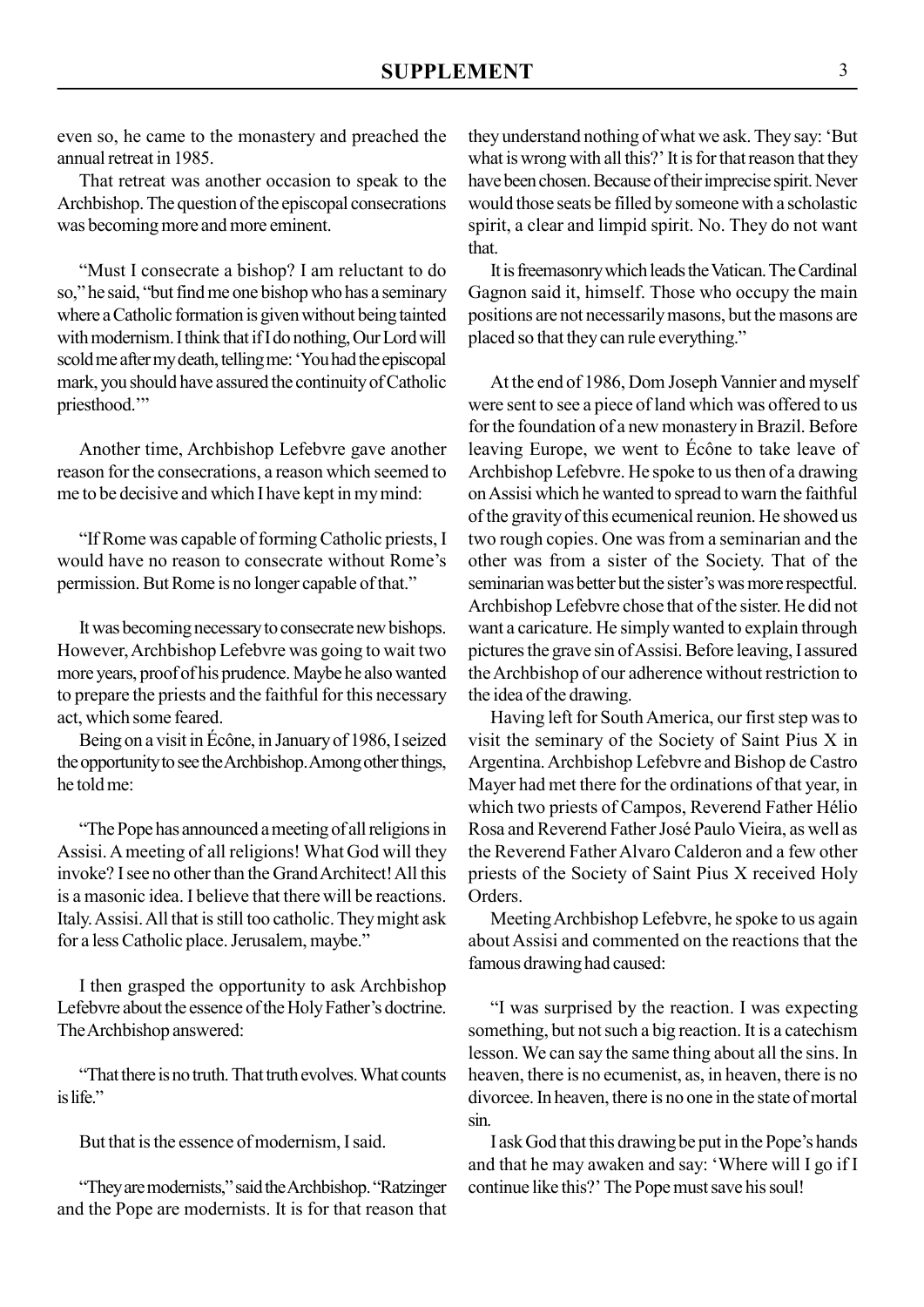even so, he came to the monastery and preached the annual retreat in 1985.

That retreat was another occasion to speak to the Archbishop. The question of the episcopal consecrations was becoming more and more eminent.

"Must I consecrate a bishop? I am reluctant to do so," he said, "but find me one bishop who has a seminary where a Catholic formation is given without being tainted with modernism. I think that if I do nothing, Our Lord will scold me after my death, telling me: 'You had the episcopal mark, you should have assured the continuity of Catholic priesthood.'"

Another time, Archbishop Lefebvre gave another reason for the consecrations, a reason which seemed to me to be decisive and which I have kept in my mind:

"If Rome was capable of forming Catholic priests, I would have no reason to consecrate without Rome's permission. But Rome is no longer capable of that."

It was becoming necessary to consecrate new bishops. However, Archbishop Lefebvre was going to wait two more years, proof of his prudence. Maybe he also wanted to prepare the priests and the faithful for this necessary act, which some feared.

Being on a visit in Écône, in January of 1986, I seized the opportunity to see the Archbishop. Among other things, he told me:

"The Pope has announced a meeting of all religions in Assisi. A meeting of all religions! What God will they invoke? I see no other than the Grand Architect! All this is a masonic idea. I believe that there will be reactions. Italy. Assisi. All that is still too catholic. They might ask for a less Catholic place. Jerusalem, maybe."

I then grasped the opportunity to ask Archbishop Lefebvre about the essence of the Holy Father's doctrine. The Archbishop answered:

"That there is no truth. That truth evolves. What counts is life."

But that is the essence of modernism, I said.

"They are modernists," said the Archbishop. "Ratzinger and the Pope are modernists. It is for that reason that they understand nothing of what we ask. They say: 'But what is wrong with all this?' It is for that reason that they have been chosen. Because of their imprecise spirit. Never would those seats be filled by someone with a scholastic spirit, a clear and limpid spirit. No. They do not want that.

It is freemasonry which leads the Vatican. The Cardinal Gagnon said it, himself. Those who occupy the main positions are not necessarily masons, but the masons are placed so that they can rule everything."

At the end of 1986, Dom Joseph Vannier and myself were sent to see a piece of land which was offered to us for the foundation of a new monastery in Brazil. Before leaving Europe, we went to Écône to take leave of Archbishop Lefebvre. He spoke to us then of a drawing on Assisi which he wanted to spread to warn the faithful of the gravity of this ecumenical reunion. He showed us two rough copies. One was from a seminarian and the other was from a sister of the Society. That of the seminarian was better but the sister's was more respectful. Archbishop Lefebvre chose that of the sister. He did not want a caricature. He simply wanted to explain through pictures the grave sin of Assisi. Before leaving, I assured the Archbishop of our adherence without restriction to the idea of the drawing.

Having left for South America, our first step was to visit the seminary of the Society of Saint Pius X in Argentina. Archbishop Lefebvre and Bishop de Castro Mayer had met there for the ordinations of that year, in which two priests of Campos, Reverend Father Hélio Rosa and Reverend Father José Paulo Vieira, as well as the Reverend Father Alvaro Calderon and a few other priests of the Society of Saint Pius X received Holy Orders.

Meeting Archbishop Lefebvre, he spoke to us again about Assisi and commented on the reactions that the famous drawing had caused:

"I was surprised by the reaction. I was expecting something, but not such a big reaction. It is a catechism lesson. We can say the same thing about all the sins. In heaven, there is no ecumenist, as, in heaven, there is no divorcee. In heaven, there is no one in the state of mortal sin.

I ask God that this drawing be put in the Pope's hands and that he may awaken and say: 'Where will I go if I continue like this?' The Pope must save his soul!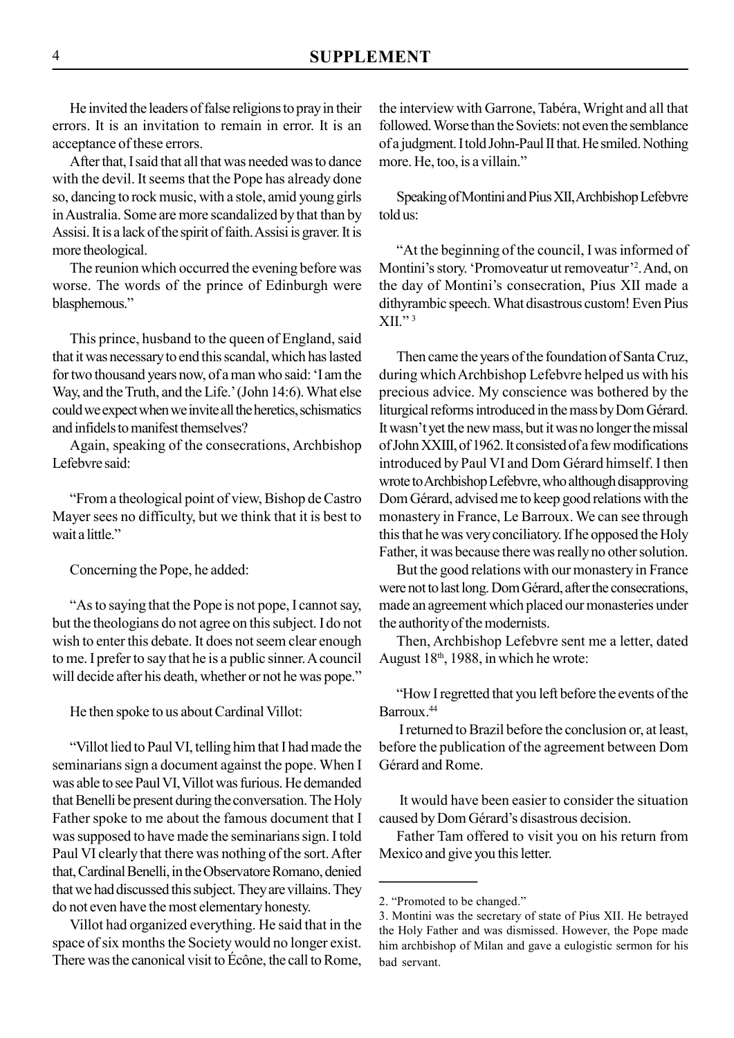He invited the leaders of false religions to pray in their errors. It is an invitation to remain in error. It is an acceptance of these errors.

After that, I said that all that was needed was to dance with the devil. It seems that the Pope has already done so, dancing to rock music, with a stole, amid young girls in Australia. Some are more scandalized by that than by Assisi. It is a lack of the spirit of faith. Assisi is graver. It is more theological.

The reunion which occurred the evening before was worse. The words of the prince of Edinburgh were blasphemous."

This prince, husband to the queen of England, said that it was necessary to end this scandal, which has lasted for two thousand years now, of a man who said: 'I am the Way, and the Truth, and the Life.' (John 14:6). What else could we expect when we invite all the heretics, schismatics and infidels to manifest themselves?

Again, speaking of the consecrations, Archbishop Lefebvre said:

"From a theological point of view, Bishop de Castro Mayer sees no difficulty, but we think that it is best to wait a little."

Concerning the Pope, he added:

"As to saying that the Pope is not pope, I cannot say, but the theologians do not agree on this subject. I do not wish to enter this debate. It does not seem clear enough to me. I prefer to say that he is a public sinner. A council will decide after his death, whether or not he was pope."

He then spoke to us about Cardinal Villot:

"Villot lied to Paul VI, telling him that I had made the seminarians sign a document against the pope. When I was able to see Paul VI, Villot was furious. He demanded that Benelli be present during the conversation. The Holy Father spoke to me about the famous document that I was supposed to have made the seminarians sign. I told Paul VI clearly that there was nothing of the sort. After that, Cardinal Benelli, in the Observatore Romano, denied that we had discussed this subject. They are villains. They do not even have the most elementary honesty.

Villot had organized everything. He said that in the space of six months the Society would no longer exist. There was the canonical visit to Écône, the call to Rome, the interview with Garrone, Tabéra, Wright and all that followed. Worse than the Soviets: not even the semblance of a judgment. I told John-Paul II that. He smiled. Nothing more. He, too, is a villain."

Speaking of Montini and Pius XII, Archbishop Lefebvre told us:

"At the beginning of the council, I was informed of Montini's story. 'Promoveatur ut removeatur'[2]. And, on the day of Montini's consecration, Pius XII made a dithyrambic speech. What disastrous custom! Even Pius XII."[3]

Then came the years of the foundation of Santa Cruz, during which Archbishop Lefebvre helped us with his precious advice. My conscience was bothered by the liturgical reforms introduced in the mass by Dom Gérard. It wasn't yet the new mass, but it was no longer the missal of John XXIII, of 1962. It consisted of a few modifications introduced by Paul VI and Dom Gérard himself. I then wrote to Archbishop Lefebvre, who although disapproving Dom Gérard, advised me to keep good relations with the monastery in France, Le Barroux. We can see through this that he was very conciliatory. If he opposed the Holy Father, it was because there was really no other solution.

But the good relations with our monastery in France were not to last long. Dom Gérard, after the consecrations, made an agreement which placed our monasteries under the authority of the modernists.

Then, Archbishop Lefebvre sent me a letter, dated August 18th, 1988, in which he wrote:

"How I regretted that you left before the events of the Barroux.[44]

I returned to Brazil before the conclusion or, at least, before the publication of the agreement between Dom Gérard and Rome.

It would have been easier to consider the situation caused by Dom Gérard's disastrous decision.

Father Tam offered to visit you on his return from Mexico and give you this letter.

---

2. "Promoted to be changed."

3. Montini was the secretary of state of Pius XII. He betrayed the Holy Father and was dismissed. However, the Pope made him archbishop of Milan and gave a eulogistic sermon for his bad servant.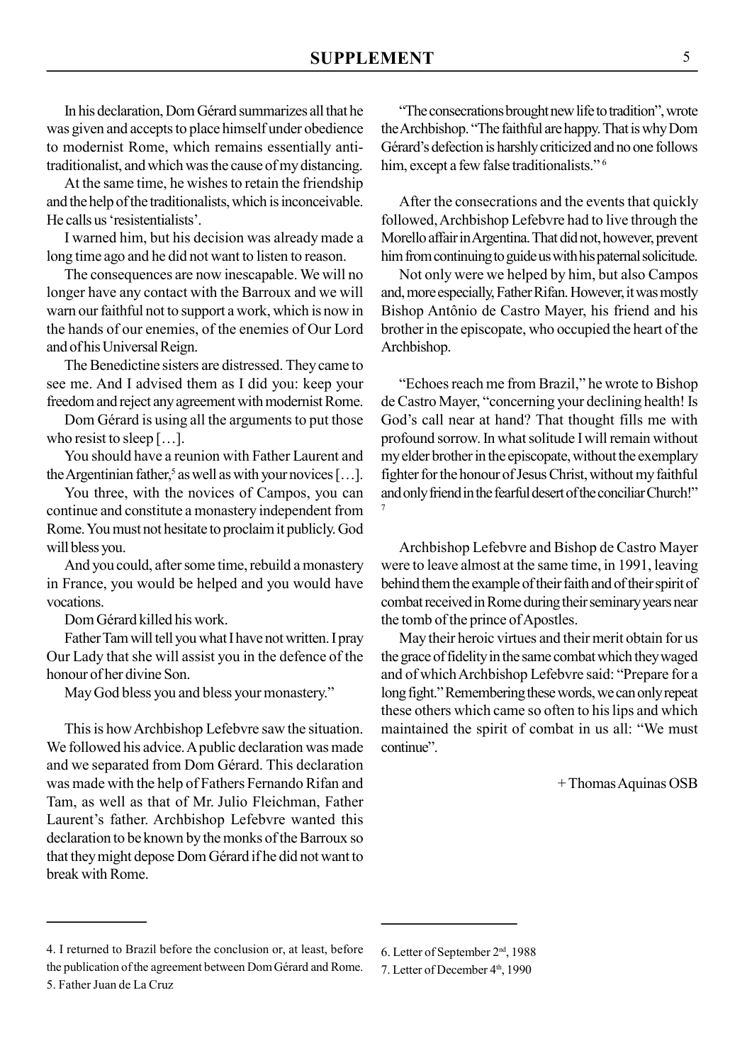In his declaration, Dom Gérard summarizes all that he was given and accepts to place himself under obedience to modernist Rome, which remains essentially anti-traditionalist, and which was the cause of my distancing.

At the same time, he wishes to retain the friendship and the help of the traditionalists, which is inconceivable. He calls us 'resistentialists'.

I warned him, but his decision was already made a long time ago and he did not want to listen to reason.

The consequences are now inescapable. We will no longer have any contact with the Barroux and we will warn our faithful not to support a work, which is now in the hands of our enemies, of the enemies of Our Lord and of his Universal Reign.

The Benedictine sisters are distressed. They came to see me. And I advised them as I did you: keep your freedom and reject any agreement with modernist Rome.

Dom Gérard is using all the arguments to put those who resist to sleep […].

You should have a reunion with Father Laurent and the Argentinian father,[5] as well as with your novices […].

You three, with the novices of Campos, you can continue and constitute a monastery independent from Rome. You must not hesitate to proclaim it publicly. God will bless you.

And you could, after some time, rebuild a monastery in France, you would be helped and you would have vocations.

Dom Gérard killed his work.

Father Tam will tell you what I have not written. I pray Our Lady that she will assist you in the defence of the honour of her divine Son.

May God bless you and bless your monastery."

This is how Archbishop Lefebvre saw the situation. We followed his advice. A public declaration was made and we separated from Dom Gérard. This declaration was made with the help of Fathers Fernando Rifan and Tam, as well as that of Mr. Julio Fleichman, Father Laurent's father. Archbishop Lefebvre wanted this declaration to be known by the monks of the Barroux so that they might depose Dom Gérard if he did not want to break with Rome.

"The consecrations brought new life to tradition", wrote the Archbishop. "The faithful are happy. That is why Dom Gérard's defection is harshly criticized and no one follows him, except a few false traditionalists." [6]

After the consecrations and the events that quickly followed, Archbishop Lefebvre had to live through the Morello affair in Argentina. That did not, however, prevent him from continuing to guide us with his paternal solicitude.

Not only were we helped by him, but also Campos and, more especially, Father Rifan. However, it was mostly Bishop Antônio de Castro Mayer, his friend and his brother in the episcopate, who occupied the heart of the Archbishop.

"Echoes reach me from Brazil," he wrote to Bishop de Castro Mayer, "concerning your declining health! Is God's call near at hand? That thought fills me with profound sorrow. In what solitude I will remain without my elder brother in the episcopate, without the exemplary fighter for the honour of Jesus Christ, without my faithful and only friend in the fearful desert of the conciliar Church!" [7]

Archbishop Lefebvre and Bishop de Castro Mayer were to leave almost at the same time, in 1991, leaving behind them the example of their faith and of their spirit of combat received in Rome during their seminary years near the tomb of the prince of Apostles.

May their heroic virtues and their merit obtain for us the grace of fidelity in the same combat which they waged and of which Archbishop Lefebvre said: "Prepare for a long fight." Remembering these words, we can only repeat these others which came so often to his lips and which maintained the spirit of combat in us all: "We must continue".

+ Thomas Aquinas OSB

---

4. I returned to Brazil before the conclusion or, at least, before the publication of the agreement between Dom Gérard and Rome.

5. Father Juan de La Cruz

6. Letter of September 2nd, 1988

7. Letter of December 4th, 1990